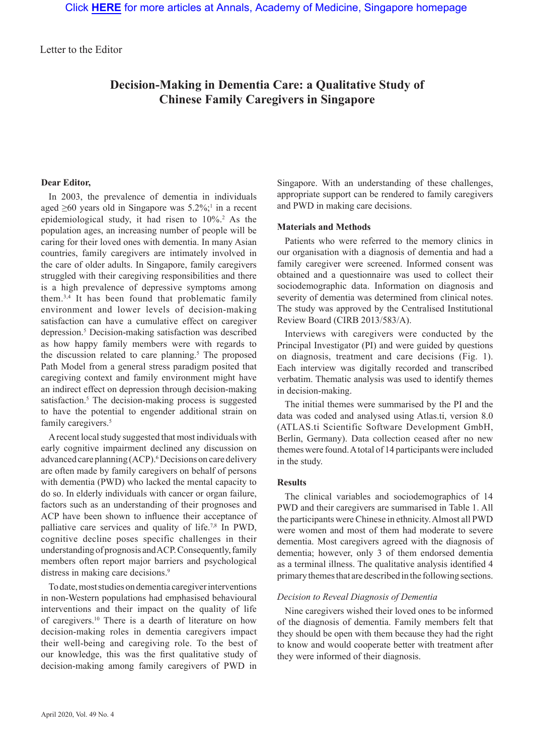Letter to the Editor

# Decision-Making in Dementia Care: a Qualitative Study of Chinese Family Caregivers in Singapore

**Dear Editor,**

In 2003, the prevalence of dementia in individuals aged ≥60 years old in Singapore was 5.2%;[1] in a recent epidemiological study, it had risen to 10%.[2] As the population ages, an increasing number of people will be caring for their loved ones with dementia. In many Asian countries, family caregivers are intimately involved in the care of older adults. In Singapore, family caregivers struggled with their caregiving responsibilities and there is a high prevalence of depressive symptoms among them.[3,4] It has been found that problematic family environment and lower levels of decision-making satisfaction can have a cumulative effect on caregiver depression.[5] Decision-making satisfaction was described as how happy family members were with regards to the discussion related to care planning.[5] The proposed Path Model from a general stress paradigm posited that caregiving context and family environment might have an indirect effect on depression through decision-making satisfaction.[5] The decision-making process is suggested to have the potential to engender additional strain on family caregivers.[5]

A recent local study suggested that most individuals with early cognitive impairment declined any discussion on advanced care planning (ACP).[6] Decisions on care delivery are often made by family caregivers on behalf of persons with dementia (PWD) who lacked the mental capacity to do so. In elderly individuals with cancer or organ failure, factors such as an understanding of their prognoses and ACP have been shown to influence their acceptance of palliative care services and quality of life.[7,8] In PWD, cognitive decline poses specific challenges in their understanding of prognosis and ACP. Consequently, family members often report major barriers and psychological distress in making care decisions.[9]

To date, most studies on dementia caregiver interventions in non-Western populations had emphasised behavioural interventions and their impact on the quality of life of caregivers.[10] There is a dearth of literature on how decision-making roles in dementia caregivers impact their well-being and caregiving role. To the best of our knowledge, this was the first qualitative study of decision-making among family caregivers of PWD in Singapore. With an understanding of these challenges, appropriate support can be rendered to family caregivers and PWD in making care decisions.

### Materials and Methods

Patients who were referred to the memory clinics in our organisation with a diagnosis of dementia and had a family caregiver were screened. Informed consent was obtained and a questionnaire was used to collect their sociodemographic data. Information on diagnosis and severity of dementia was determined from clinical notes. The study was approved by the Centralised Institutional Review Board (CIRB 2013/583/A).

Interviews with caregivers were conducted by the Principal Investigator (PI) and were guided by questions on diagnosis, treatment and care decisions (Fig. 1). Each interview was digitally recorded and transcribed verbatim. Thematic analysis was used to identify themes in decision-making.

The initial themes were summarised by the PI and the data was coded and analysed using Atlas.ti, version 8.0 (ATLAS.ti Scientific Software Development GmbH, Berlin, Germany). Data collection ceased after no new themes were found. A total of 14 participants were included in the study.

### Results

The clinical variables and sociodemographics of 14 PWD and their caregivers are summarised in Table 1. All the participants were Chinese in ethnicity. Almost all PWD were women and most of them had moderate to severe dementia. Most caregivers agreed with the diagnosis of dementia; however, only 3 of them endorsed dementia as a terminal illness. The qualitative analysis identified 4 primary themes that are described in the following sections.

#### *Decision to Reveal Diagnosis of Dementia*

Nine caregivers wished their loved ones to be informed of the diagnosis of dementia. Family members felt that they should be open with them because they had the right to know and would cooperate better with treatment after they were informed of their diagnosis.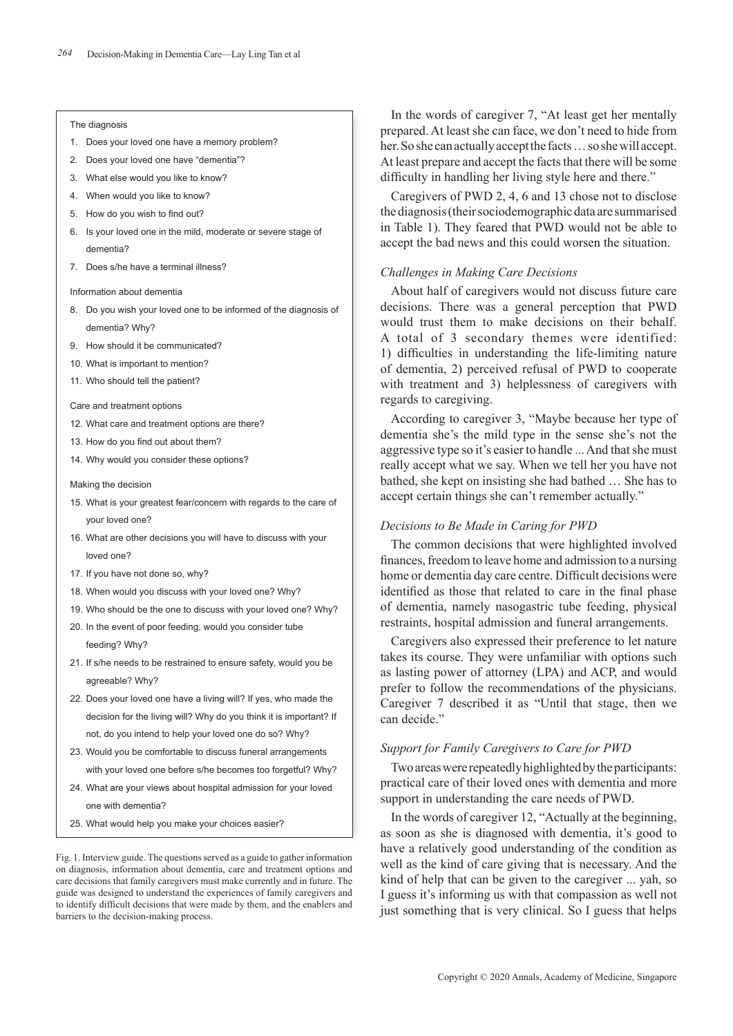The diagnosis

1. Does your loved one have a memory problem?
2. Does your loved one have "dementia"?
3. What else would you like to know?
4. When would you like to know?
5. How do you wish to find out?
6. Is your loved one in the mild, moderate or severe stage of dementia?
7. Does s/he have a terminal illness?

Information about dementia

8. Do you wish your loved one to be informed of the diagnosis of dementia? Why?
9. How should it be communicated?
10. What is important to mention?
11. Who should tell the patient?

Care and treatment options

12. What care and treatment options are there?
13. How do you find out about them?
14. Why would you consider these options?

Making the decision

15. What is your greatest fear/concern with regards to the care of your loved one?
16. What are other decisions you will have to discuss with your loved one?
17. If you have not done so, why?
18. When would you discuss with your loved one? Why?
19. Who should be the one to discuss with your loved one? Why?
20. In the event of poor feeding, would you consider tube feeding? Why?
21. If s/he needs to be restrained to ensure safety, would you be agreeable? Why?
22. Does your loved one have a living will? If yes, who made the decision for the living will? Why do you think it is important? If not, do you intend to help your loved one do so? Why?
23. Would you be comfortable to discuss funeral arrangements with your loved one before s/he becomes too forgetful? Why?
24. What are your views about hospital admission for your loved one with dementia?
25. What would help you make your choices easier?

Fig. 1. Interview guide. The questions served as a guide to gather information on diagnosis, information about dementia, care and treatment options and care decisions that family caregivers must make currently and in future. The guide was designed to understand the experiences of family caregivers and to identify difficult decisions that were made by them, and the enablers and barriers to the decision-making process.

In the words of caregiver 7, "At least get her mentally prepared. At least she can face, we don't need to hide from her. So she can actually accept the facts … so she will accept. At least prepare and accept the facts that there will be some difficulty in handling her living style here and there."

Caregivers of PWD 2, 4, 6 and 13 chose not to disclose the diagnosis (their sociodemographic data are summarised in Table 1). They feared that PWD would not be able to accept the bad news and this could worsen the situation.

### *Challenges in Making Care Decisions*

About half of caregivers would not discuss future care decisions. There was a general perception that PWD would trust them to make decisions on their behalf. A total of 3 secondary themes were identified: 1) difficulties in understanding the life-limiting nature of dementia, 2) perceived refusal of PWD to cooperate with treatment and 3) helplessness of caregivers with regards to caregiving.

According to caregiver 3, "Maybe because her type of dementia she's the mild type in the sense she's not the aggressive type so it's easier to handle ... And that she must really accept what we say. When we tell her you have not bathed, she kept on insisting she had bathed … She has to accept certain things she can't remember actually."

### *Decisions to Be Made in Caring for PWD*

The common decisions that were highlighted involved finances, freedom to leave home and admission to a nursing home or dementia day care centre. Difficult decisions were identified as those that related to care in the final phase of dementia, namely nasogastric tube feeding, physical restraints, hospital admission and funeral arrangements.

Caregivers also expressed their preference to let nature takes its course. They were unfamiliar with options such as lasting power of attorney (LPA) and ACP, and would prefer to follow the recommendations of the physicians. Caregiver 7 described it as "Until that stage, then we can decide."

### *Support for Family Caregivers to Care for PWD*

Two areas were repeatedly highlighted by the participants: practical care of their loved ones with dementia and more support in understanding the care needs of PWD.

In the words of caregiver 12, "Actually at the beginning, as soon as she is diagnosed with dementia, it's good to have a relatively good understanding of the condition as well as the kind of care giving that is necessary. And the kind of help that can be given to the caregiver ... yah, so I guess it's informing us with that compassion as well not just something that is very clinical. So I guess that helps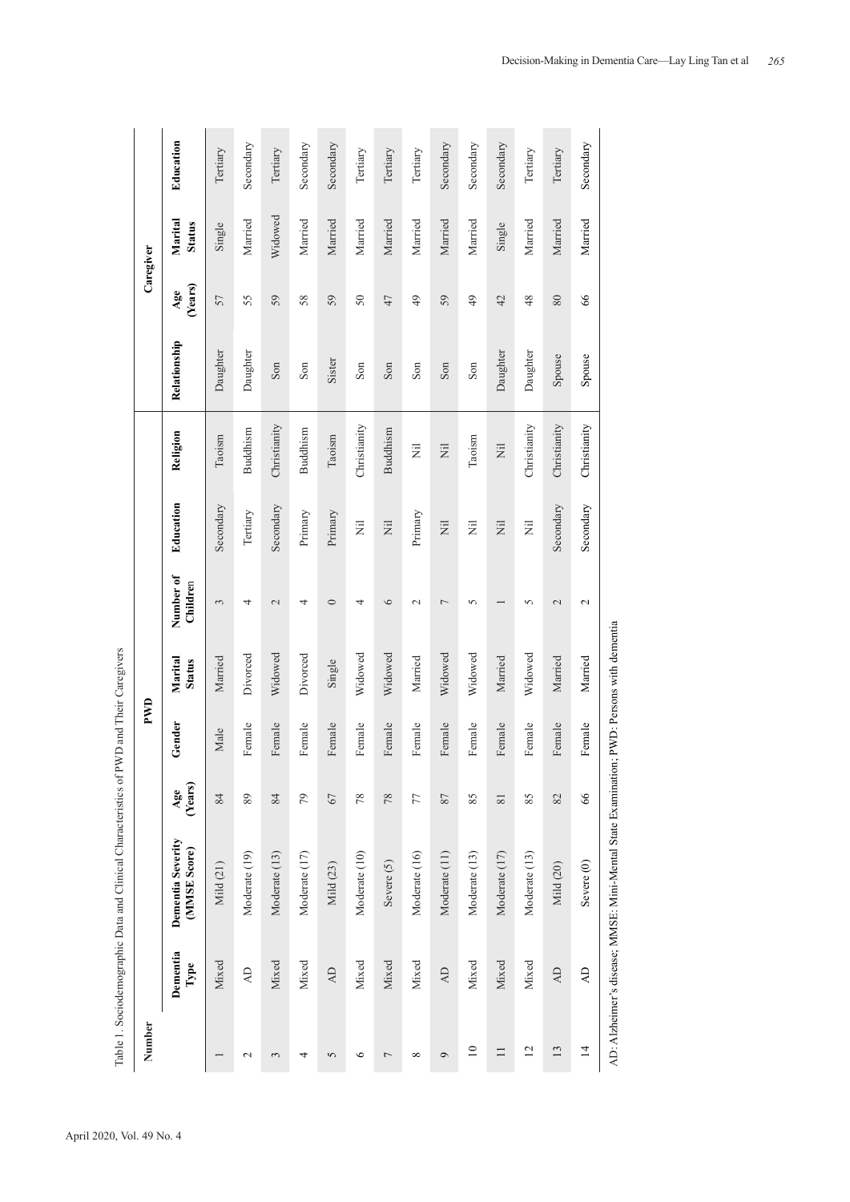Table 1. Sociodemographic Data and Clinical Characteristics of PWD and Their Caregivers

| Number | PWD | | | | | | | | Caregiver | | | |
|---|---|---|---|---|---|---|---|---|---|---|---|---|
| | Dementia Type | Dementia Severity (MMSE Score) | Age (Years) | Gender | Marital Status | Number of Children | Education | Religion | Relationship | Age (Years) | Marital Status | Education |
| 1 | Mixed | Mild (21) | 84 | Male | Married | 3 | Secondary | Taoism | Daughter | 57 | Single | Tertiary |
| 2 | AD | Moderate (19) | 89 | Female | Divorced | 4 | Tertiary | Buddhism | Daughter | 55 | Married | Secondary |
| 3 | Mixed | Moderate (13) | 84 | Female | Widowed | 2 | Secondary | Christianity | Son | 59 | Widowed | Tertiary |
| 4 | Mixed | Moderate (17) | 79 | Female | Divorced | 4 | Primary | Buddhism | Son | 58 | Married | Secondary |
| 5 | AD | Mild (23) | 67 | Female | Single | 0 | Primary | Taoism | Sister | 59 | Married | Secondary |
| 6 | Mixed | Moderate (10) | 78 | Female | Widowed | 4 | Nil | Christianity | Son | 50 | Married | Tertiary |
| 7 | Mixed | Severe (5) | 78 | Female | Widowed | 6 | Nil | Buddhism | Son | 47 | Married | Tertiary |
| 8 | Mixed | Moderate (16) | 77 | Female | Married | 2 | Primary | Nil | Son | 49 | Married | Tertiary |
| 9 | AD | Moderate (11) | 87 | Female | Widowed | 7 | Nil | Nil | Son | 59 | Married | Secondary |
| 10 | Mixed | Moderate (13) | 85 | Female | Widowed | 5 | Nil | Taoism | Son | 49 | Married | Secondary |
| 11 | Mixed | Moderate (17) | 81 | Female | Married | 1 | Nil | Nil | Daughter | 42 | Single | Secondary |
| 12 | Mixed | Moderate (13) | 85 | Female | Widowed | 5 | Nil | Christianity | Daughter | 48 | Married | Tertiary |
| 13 | AD | Mild (20) | 82 | Female | Married | 2 | Secondary | Christianity | Spouse | 80 | Married | Tertiary |
| 14 | AD | Severe (0) | 66 | Female | Married | 2 | Secondary | Christianity | Spouse | 66 | Married | Secondary |

AD: Alzheimer's disease; MMSE: Mini-Mental State Examination; PWD: Persons with dementia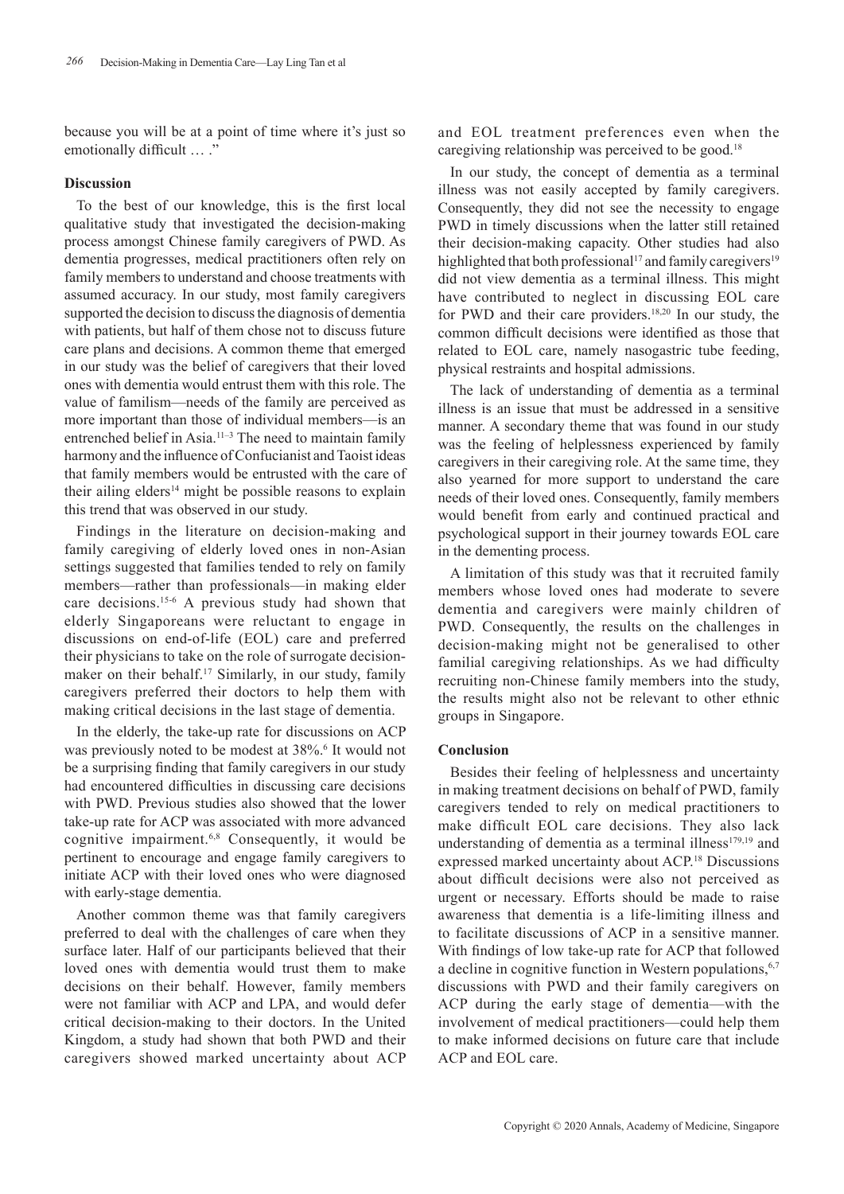because you will be at a point of time where it's just so emotionally difficult … ."

## Discussion

To the best of our knowledge, this is the first local qualitative study that investigated the decision-making process amongst Chinese family caregivers of PWD. As dementia progresses, medical practitioners often rely on family members to understand and choose treatments with assumed accuracy. In our study, most family caregivers supported the decision to discuss the diagnosis of dementia with patients, but half of them chose not to discuss future care plans and decisions. A common theme that emerged in our study was the belief of caregivers that their loved ones with dementia would entrust them with this role. The value of familism—needs of the family are perceived as more important than those of individual members—is an entrenched belief in Asia.[11–3] The need to maintain family harmony and the influence of Confucianist and Taoist ideas that family members would be entrusted with the care of their ailing elders[14] might be possible reasons to explain this trend that was observed in our study.

Findings in the literature on decision-making and family caregiving of elderly loved ones in non-Asian settings suggested that families tended to rely on family members—rather than professionals—in making elder care decisions.[15-6] A previous study had shown that elderly Singaporeans were reluctant to engage in discussions on end-of-life (EOL) care and preferred their physicians to take on the role of surrogate decision-maker on their behalf.[17] Similarly, in our study, family caregivers preferred their doctors to help them with making critical decisions in the last stage of dementia.

In the elderly, the take-up rate for discussions on ACP was previously noted to be modest at 38%.[6] It would not be a surprising finding that family caregivers in our study had encountered difficulties in discussing care decisions with PWD. Previous studies also showed that the lower take-up rate for ACP was associated with more advanced cognitive impairment.[6,8] Consequently, it would be pertinent to encourage and engage family caregivers to initiate ACP with their loved ones who were diagnosed with early-stage dementia.

Another common theme was that family caregivers preferred to deal with the challenges of care when they surface later. Half of our participants believed that their loved ones with dementia would trust them to make decisions on their behalf. However, family members were not familiar with ACP and LPA, and would defer critical decision-making to their doctors. In the United Kingdom, a study had shown that both PWD and their caregivers showed marked uncertainty about ACP and EOL treatment preferences even when the caregiving relationship was perceived to be good.[18]

In our study, the concept of dementia as a terminal illness was not easily accepted by family caregivers. Consequently, they did not see the necessity to engage PWD in timely discussions when the latter still retained their decision-making capacity. Other studies had also highlighted that both professional[17] and family caregivers[19] did not view dementia as a terminal illness. This might have contributed to neglect in discussing EOL care for PWD and their care providers.[18,20] In our study, the common difficult decisions were identified as those that related to EOL care, namely nasogastric tube feeding, physical restraints and hospital admissions.

The lack of understanding of dementia as a terminal illness is an issue that must be addressed in a sensitive manner. A secondary theme that was found in our study was the feeling of helplessness experienced by family caregivers in their caregiving role. At the same time, they also yearned for more support to understand the care needs of their loved ones. Consequently, family members would benefit from early and continued practical and psychological support in their journey towards EOL care in the dementing process.

A limitation of this study was that it recruited family members whose loved ones had moderate to severe dementia and caregivers were mainly children of PWD. Consequently, the results on the challenges in decision-making might not be generalised to other familial caregiving relationships. As we had difficulty recruiting non-Chinese family members into the study, the results might also not be relevant to other ethnic groups in Singapore.

## Conclusion

Besides their feeling of helplessness and uncertainty in making treatment decisions on behalf of PWD, family caregivers tended to rely on medical practitioners to make difficult EOL care decisions. They also lack understanding of dementia as a terminal illness[179,19] and expressed marked uncertainty about ACP.[18] Discussions about difficult decisions were also not perceived as urgent or necessary. Efforts should be made to raise awareness that dementia is a life-limiting illness and to facilitate discussions of ACP in a sensitive manner. With findings of low take-up rate for ACP that followed a decline in cognitive function in Western populations,[6,7] discussions with PWD and their family caregivers on ACP during the early stage of dementia—with the involvement of medical practitioners—could help them to make informed decisions on future care that include ACP and EOL care.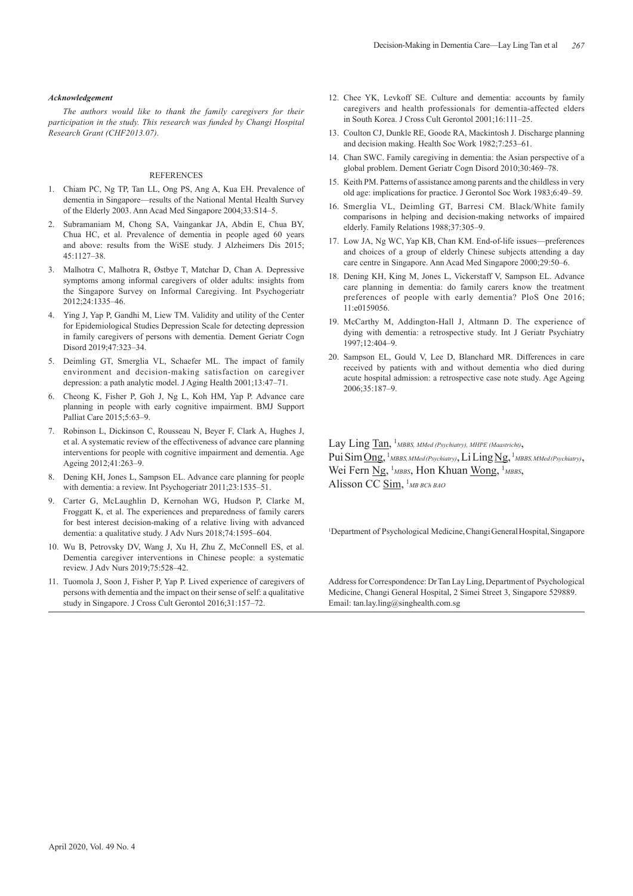***Acknowledgement***

*The authors would like to thank the family caregivers for their participation in the study. This research was funded by Changi Hospital Research Grant (CHF2013.07).*

## REFERENCES

1. Chiam PC, Ng TP, Tan LL, Ong PS, Ang A, Kua EH. Prevalence of dementia in Singapore—results of the National Mental Health Survey of the Elderly 2003. Ann Acad Med Singapore 2004;33:S14–5.
2. Subramaniam M, Chong SA, Vaingankar JA, Abdin E, Chua BY, Chua HC, et al. Prevalence of dementia in people aged 60 years and above: results from the WiSE study. J Alzheimers Dis 2015; 45:1127–38.
3. Malhotra C, Malhotra R, Østbye T, Matchar D, Chan A. Depressive symptoms among informal caregivers of older adults: insights from the Singapore Survey on Informal Caregiving. Int Psychogeriatr 2012;24:1335–46.
4. Ying J, Yap P, Gandhi M, Liew TM. Validity and utility of the Center for Epidemiological Studies Depression Scale for detecting depression in family caregivers of persons with dementia. Dement Geriatr Cogn Disord 2019;47:323–34.
5. Deimling GT, Smerglia VL, Schaefer ML. The impact of family environment and decision-making satisfaction on caregiver depression: a path analytic model. J Aging Health 2001;13:47–71.
6. Cheong K, Fisher P, Goh J, Ng L, Koh HM, Yap P. Advance care planning in people with early cognitive impairment. BMJ Support Palliat Care 2015;5:63–9.
7. Robinson L, Dickinson C, Rousseau N, Beyer F, Clark A, Hughes J, et al. A systematic review of the effectiveness of advance care planning interventions for people with cognitive impairment and dementia. Age Ageing 2012;41:263–9.
8. Dening KH, Jones L, Sampson EL. Advance care planning for people with dementia: a review. Int Psychogeriatr 2011;23:1535–51.
9. Carter G, McLaughlin D, Kernohan WG, Hudson P, Clarke M, Froggatt K, et al. The experiences and preparedness of family carers for best interest decision-making of a relative living with advanced dementia: a qualitative study. J Adv Nurs 2018;74:1595–604.
10. Wu B, Petrovsky DV, Wang J, Xu H, Zhu Z, McConnell ES, et al. Dementia caregiver interventions in Chinese people: a systematic review. J Adv Nurs 2019;75:528–42.
11. Tuomola J, Soon J, Fisher P, Yap P. Lived experience of caregivers of persons with dementia and the impact on their sense of self: a qualitative study in Singapore. J Cross Cult Gerontol 2016;31:157–72.
12. Chee YK, Levkoff SE. Culture and dementia: accounts by family caregivers and health professionals for dementia-affected elders in South Korea. J Cross Cult Gerontol 2001;16:111–25.
13. Coulton CJ, Dunkle RE, Goode RA, Mackintosh J. Discharge planning and decision making. Health Soc Work 1982;7:253–61.
14. Chan SWC. Family caregiving in dementia: the Asian perspective of a global problem. Dement Geriatr Cogn Disord 2010;30:469–78.
15. Keith PM. Patterns of assistance among parents and the childless in very old age: implications for practice. J Gerontol Soc Work 1983;6:49–59.
16. Smerglia VL, Deimling GT, Barresi CM. Black/White family comparisons in helping and decision-making networks of impaired elderly. Family Relations 1988;37:305–9.
17. Low JA, Ng WC, Yap KB, Chan KM. End-of-life issues—preferences and choices of a group of elderly Chinese subjects attending a day care centre in Singapore. Ann Acad Med Singapore 2000;29:50–6.
18. Dening KH, King M, Jones L, Vickerstaff V, Sampson EL. Advance care planning in dementia: do family carers know the treatment preferences of people with early dementia? PloS One 2016; 11:e0159056.
19. McCarthy M, Addington-Hall J, Altmann D. The experience of dying with dementia: a retrospective study. Int J Geriatr Psychiatry 1997;12:404–9.
20. Sampson EL, Gould V, Lee D, Blanchard MR. Differences in care received by patients with and without dementia who died during acute hospital admission: a retrospective case note study. Age Ageing 2006;35:187–9.

Lay Ling Tan, [1]*MBBS, MMed (Psychiatry), MHPE (Maastricht)*, Pui Sim Ong, [1]*MBBS, MMed (Psychiatry)*, Li Ling Ng, [1]*MBBS, MMed (Psychiatry)*, Wei Fern Ng, [1]*MBBS*, Hon Khuan Wong, [1]*MBBS*, Alisson CC Sim, [1]*MB BCh BAO*

[1]Department of Psychological Medicine, Changi General Hospital, Singapore

Address for Correspondence: Dr Tan Lay Ling, Department of Psychological Medicine, Changi General Hospital, 2 Simei Street 3, Singapore 529889.
Email: tan.lay.ling@singhealth.com.sg